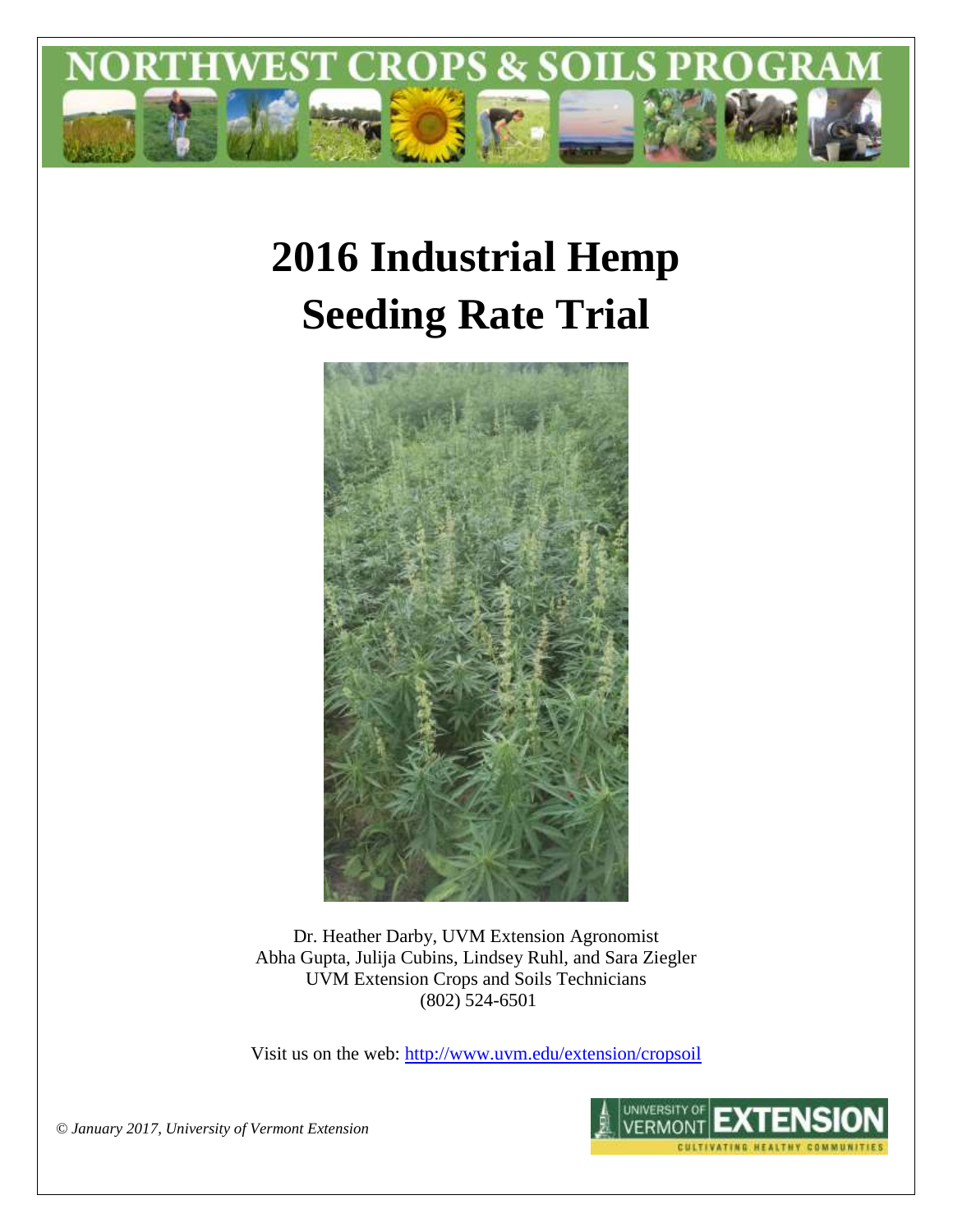NORTHWEST CROPS & SOILS PROGRAM

# 2016 Industrial Hemp Seeding Rate Trial

Dr. Heather Darby, UVM Extension Agronomist
Abha Gupta, Julija Cubins, Lindsey Ruhl, and Sara Ziegler
UVM Extension Crops and Soils Technicians
(802) 524-6501

Visit us on the web: http://www.uvm.edu/extension/cropsoil

*© January 2017, University of Vermont Extension*

UNIVERSITY OF VERMONT EXTENSION
CULTIVATING HEALTHY COMMUNITIES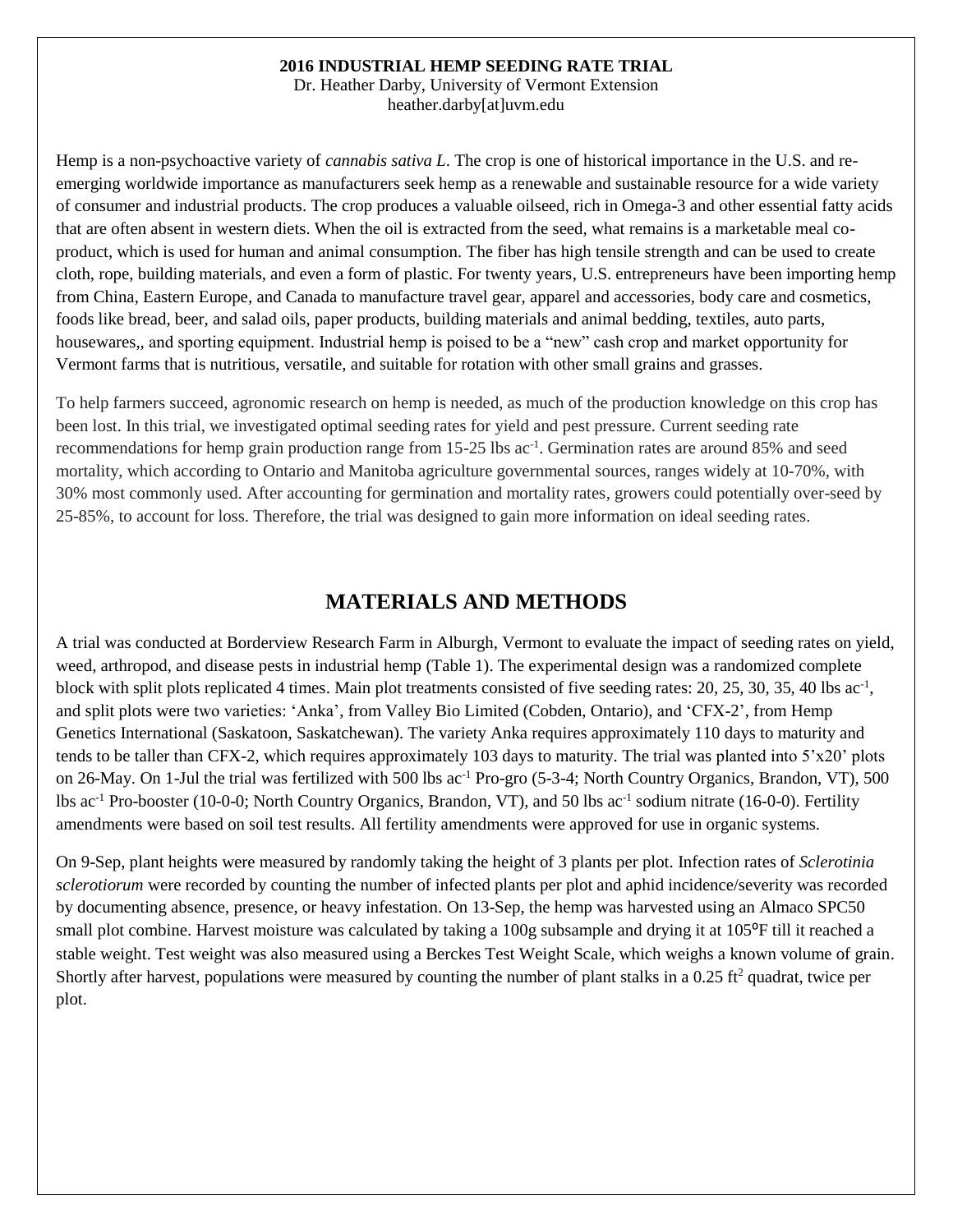**2016 INDUSTRIAL HEMP SEEDING RATE TRIAL**
Dr. Heather Darby, University of Vermont Extension
heather.darby[at]uvm.edu

Hemp is a non-psychoactive variety of *cannabis sativa L*. The crop is one of historical importance in the U.S. and re-emerging worldwide importance as manufacturers seek hemp as a renewable and sustainable resource for a wide variety of consumer and industrial products. The crop produces a valuable oilseed, rich in Omega-3 and other essential fatty acids that are often absent in western diets. When the oil is extracted from the seed, what remains is a marketable meal co-product, which is used for human and animal consumption. The fiber has high tensile strength and can be used to create cloth, rope, building materials, and even a form of plastic. For twenty years, U.S. entrepreneurs have been importing hemp from China, Eastern Europe, and Canada to manufacture travel gear, apparel and accessories, body care and cosmetics, foods like bread, beer, and salad oils, paper products, building materials and animal bedding, textiles, auto parts, housewares,, and sporting equipment. Industrial hemp is poised to be a "new" cash crop and market opportunity for Vermont farms that is nutritious, versatile, and suitable for rotation with other small grains and grasses.

To help farmers succeed, agronomic research on hemp is needed, as much of the production knowledge on this crop has been lost. In this trial, we investigated optimal seeding rates for yield and pest pressure. Current seeding rate recommendations for hemp grain production range from 15-25 lbs ac$^{-1}$. Germination rates are around 85% and seed mortality, which according to Ontario and Manitoba agriculture governmental sources, ranges widely at 10-70%, with 30% most commonly used. After accounting for germination and mortality rates, growers could potentially over-seed by 25-85%, to account for loss. Therefore, the trial was designed to gain more information on ideal seeding rates.

## MATERIALS AND METHODS

A trial was conducted at Borderview Research Farm in Alburgh, Vermont to evaluate the impact of seeding rates on yield, weed, arthropod, and disease pests in industrial hemp (Table 1). The experimental design was a randomized complete block with split plots replicated 4 times. Main plot treatments consisted of five seeding rates: 20, 25, 30, 35, 40 lbs ac$^{-1}$, and split plots were two varieties: 'Anka', from Valley Bio Limited (Cobden, Ontario), and 'CFX-2', from Hemp Genetics International (Saskatoon, Saskatchewan). The variety Anka requires approximately 110 days to maturity and tends to be taller than CFX-2, which requires approximately 103 days to maturity. The trial was planted into 5'x20' plots on 26-May. On 1-Jul the trial was fertilized with 500 lbs ac$^{-1}$ Pro-gro (5-3-4; North Country Organics, Brandon, VT), 500 lbs ac$^{-1}$ Pro-booster (10-0-0; North Country Organics, Brandon, VT), and 50 lbs ac$^{-1}$ sodium nitrate (16-0-0). Fertility amendments were based on soil test results. All fertility amendments were approved for use in organic systems.

On 9-Sep, plant heights were measured by randomly taking the height of 3 plants per plot. Infection rates of *Sclerotinia sclerotiorum* were recorded by counting the number of infected plants per plot and aphid incidence/severity was recorded by documenting absence, presence, or heavy infestation. On 13-Sep, the hemp was harvested using an Almaco SPC50 small plot combine. Harvest moisture was calculated by taking a 100g subsample and drying it at 105°F till it reached a stable weight. Test weight was also measured using a Berckes Test Weight Scale, which weighs a known volume of grain. Shortly after harvest, populations were measured by counting the number of plant stalks in a 0.25 ft$^2$ quadrat, twice per plot.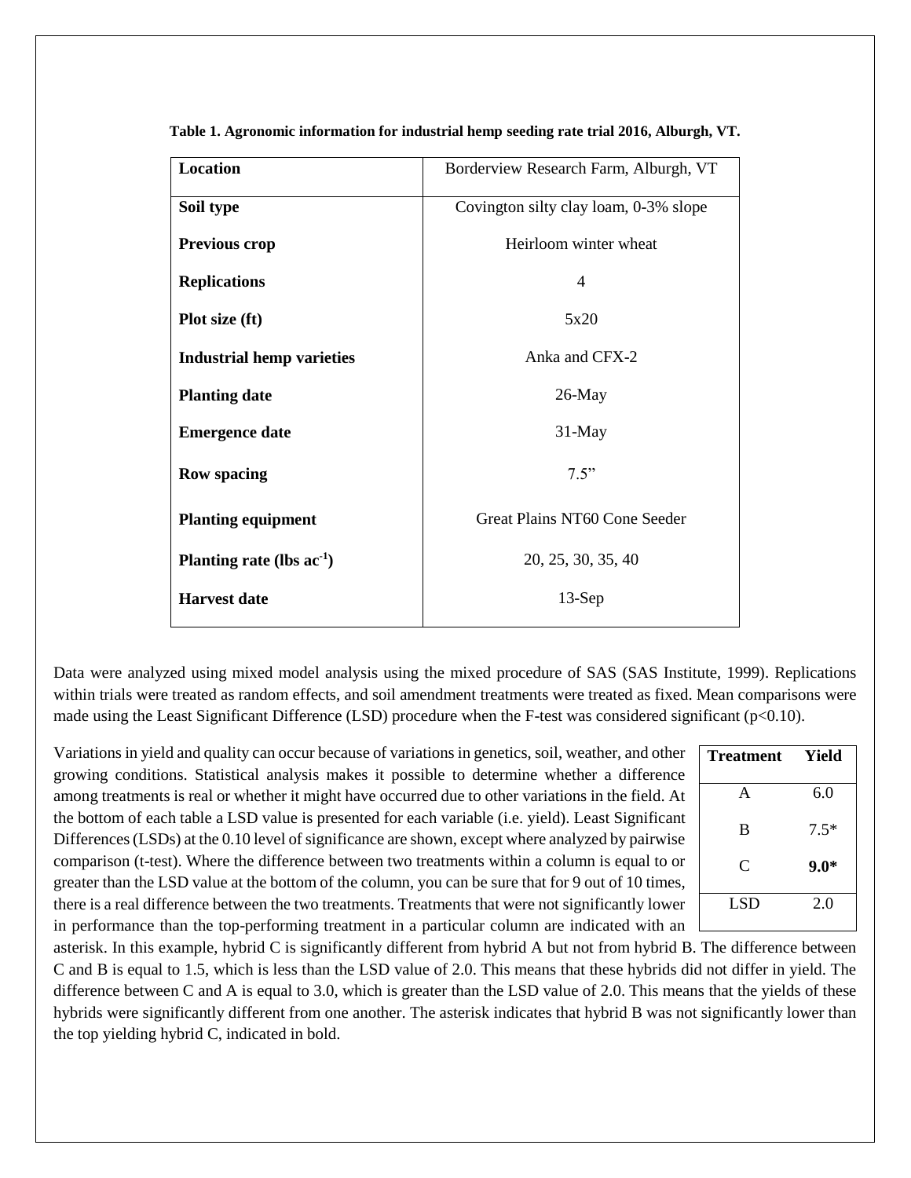**Table 1. Agronomic information for industrial hemp seeding rate trial 2016, Alburgh, VT.**

| **Location** | Borderview Research Farm, Alburgh, VT |
|---|---|
| **Soil type** | Covington silty clay loam, 0-3% slope |
| **Previous crop** | Heirloom winter wheat |
| **Replications** | 4 |
| **Plot size (ft)** | 5x20 |
| **Industrial hemp varieties** | Anka and CFX-2 |
| **Planting date** | 26-May |
| **Emergence date** | 31-May |
| **Row spacing** | 7.5" |
| **Planting equipment** | Great Plains NT60 Cone Seeder |
| **Planting rate (lbs ac$^{-1}$)** | 20, 25, 30, 35, 40 |
| **Harvest date** | 13-Sep |

Data were analyzed using mixed model analysis using the mixed procedure of SAS (SAS Institute, 1999). Replications within trials were treated as random effects, and soil amendment treatments were treated as fixed. Mean comparisons were made using the Least Significant Difference (LSD) procedure when the F-test was considered significant ($p<0.10$).

Variations in yield and quality can occur because of variations in genetics, soil, weather, and other growing conditions. Statistical analysis makes it possible to determine whether a difference among treatments is real or whether it might have occurred due to other variations in the field. At the bottom of each table a LSD value is presented for each variable (i.e. yield). Least Significant Differences (LSDs) at the 0.10 level of significance are shown, except where analyzed by pairwise comparison (t-test). Where the difference between two treatments within a column is equal to or greater than the LSD value at the bottom of the column, you can be sure that for 9 out of 10 times, there is a real difference between the two treatments. Treatments that were not significantly lower in performance than the top-performing treatment in a particular column are indicated with an asterisk. In this example, hybrid C is significantly different from hybrid A but not from hybrid B. The difference between C and B is equal to 1.5, which is less than the LSD value of 2.0. This means that these hybrids did not differ in yield. The difference between C and A is equal to 3.0, which is greater than the LSD value of 2.0. This means that the yields of these hybrids were significantly different from one another. The asterisk indicates that hybrid B was not significantly lower than the top yielding hybrid C, indicated in bold.

| **Treatment** | **Yield** |
|---|---|
| A | 6.0 |
| B | 7.5* |
| C | **9.0*** |
| LSD | 2.0 |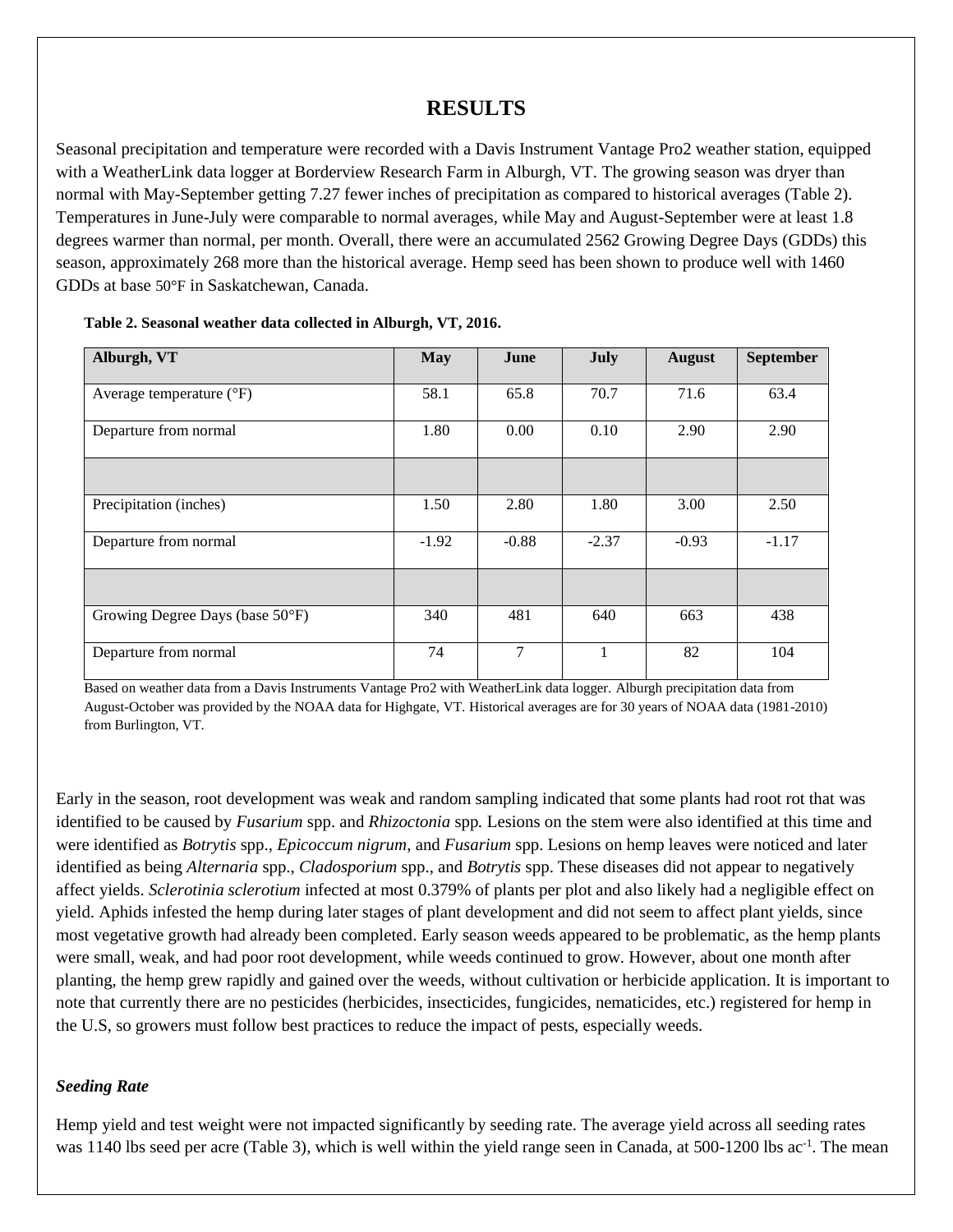## RESULTS

Seasonal precipitation and temperature were recorded with a Davis Instrument Vantage Pro2 weather station, equipped with a WeatherLink data logger at Borderview Research Farm in Alburgh, VT. The growing season was dryer than normal with May-September getting 7.27 fewer inches of precipitation as compared to historical averages (Table 2). Temperatures in June-July were comparable to normal averages, while May and August-September were at least 1.8 degrees warmer than normal, per month. Overall, there were an accumulated 2562 Growing Degree Days (GDDs) this season, approximately 268 more than the historical average. Hemp seed has been shown to produce well with 1460 GDDs at base 50°F in Saskatchewan, Canada.

**Table 2. Seasonal weather data collected in Alburgh, VT, 2016.**

| Alburgh, VT | May | June | July | August | September |
|---|---|---|---|---|---|
| Average temperature (°F) | 58.1 | 65.8 | 70.7 | 71.6 | 63.4 |
| Departure from normal | 1.80 | 0.00 | 0.10 | 2.90 | 2.90 |
| | | | | | |
| Precipitation (inches) | 1.50 | 2.80 | 1.80 | 3.00 | 2.50 |
| Departure from normal | -1.92 | -0.88 | -2.37 | -0.93 | -1.17 |
| | | | | | |
| Growing Degree Days (base 50°F) | 340 | 481 | 640 | 663 | 438 |
| Departure from normal | 74 | 7 | 1 | 82 | 104 |

Based on weather data from a Davis Instruments Vantage Pro2 with WeatherLink data logger. Alburgh precipitation data from August-October was provided by the NOAA data for Highgate, VT. Historical averages are for 30 years of NOAA data (1981-2010) from Burlington, VT.

Early in the season, root development was weak and random sampling indicated that some plants had root rot that was identified to be caused by *Fusarium* spp. and *Rhizoctonia* spp*.* Lesions on the stem were also identified at this time and were identified as *Botrytis* spp., *Epicoccum nigrum*, and *Fusarium* spp. Lesions on hemp leaves were noticed and later identified as being *Alternaria* spp., *Cladosporium* spp., and *Botrytis* spp. These diseases did not appear to negatively affect yields. *Sclerotinia sclerotium* infected at most 0.379% of plants per plot and also likely had a negligible effect on yield. Aphids infested the hemp during later stages of plant development and did not seem to affect plant yields, since most vegetative growth had already been completed. Early season weeds appeared to be problematic, as the hemp plants were small, weak, and had poor root development, while weeds continued to grow. However, about one month after planting, the hemp grew rapidly and gained over the weeds, without cultivation or herbicide application. It is important to note that currently there are no pesticides (herbicides, insecticides, fungicides, nematicides, etc.) registered for hemp in the U.S, so growers must follow best practices to reduce the impact of pests, especially weeds.

### *Seeding Rate*

Hemp yield and test weight were not impacted significantly by seeding rate. The average yield across all seeding rates was 1140 lbs seed per acre (Table 3), which is well within the yield range seen in Canada, at 500-1200 lbs $ac^{-1}$. The mean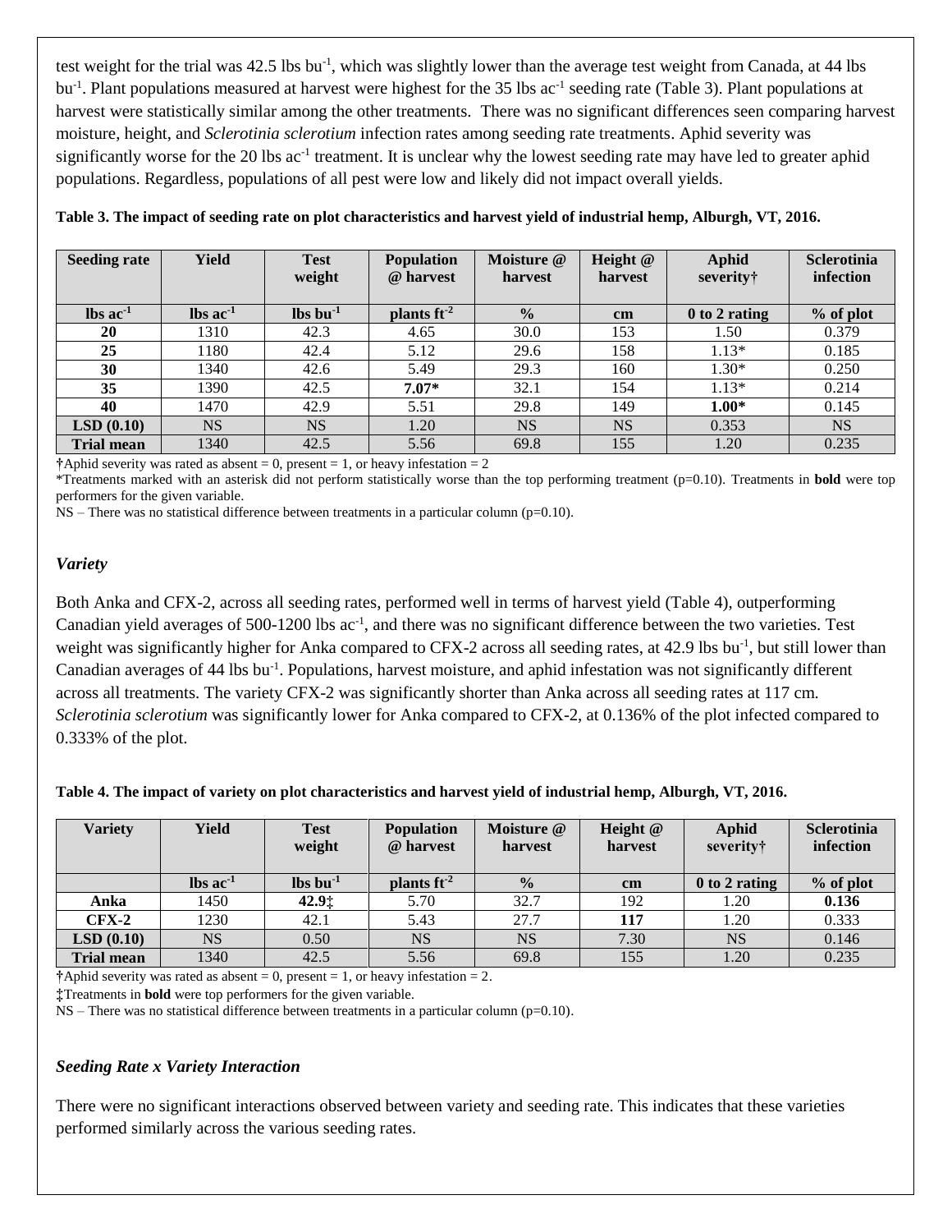test weight for the trial was 42.5 lbs bu$^{-1}$, which was slightly lower than the average test weight from Canada, at 44 lbs bu$^{-1}$. Plant populations measured at harvest were highest for the 35 lbs ac$^{-1}$ seeding rate (Table 3). Plant populations at harvest were statistically similar among the other treatments. There was no significant differences seen comparing harvest moisture, height, and *Sclerotinia sclerotium* infection rates among seeding rate treatments. Aphid severity was significantly worse for the 20 lbs ac$^{-1}$ treatment. It is unclear why the lowest seeding rate may have led to greater aphid populations. Regardless, populations of all pest were low and likely did not impact overall yields.

**Table 3. The impact of seeding rate on plot characteristics and harvest yield of industrial hemp, Alburgh, VT, 2016.**

| Seeding rate | Yield | Test weight | Population @ harvest | Moisture @ harvest | Height @ harvest | Aphid severity† | Sclerotinia infection |
|---|---|---|---|---|---|---|---|
| **lbs ac$^{-1}$** | **lbs ac$^{-1}$** | **lbs bu$^{-1}$** | **plants ft$^{-2}$** | **%** | **cm** | **0 to 2 rating** | **% of plot** |
| **20** | 1310 | 42.3 | 4.65 | 30.0 | 153 | 1.50 | 0.379 |
| **25** | 1180 | 42.4 | 5.12 | 29.6 | 158 | 1.13* | 0.185 |
| **30** | 1340 | 42.6 | 5.49 | 29.3 | 160 | 1.30* | 0.250 |
| **35** | 1390 | 42.5 | **7.07*** | 32.1 | 154 | 1.13* | 0.214 |
| **40** | 1470 | 42.9 | 5.51 | 29.8 | 149 | **1.00*** | 0.145 |
| **LSD (0.10)** | NS | NS | 1.20 | NS | NS | 0.353 | NS |
| **Trial mean** | 1340 | 42.5 | 5.56 | 69.8 | 155 | 1.20 | 0.235 |

†Aphid severity was rated as absent = 0, present = 1, or heavy infestation = 2

*Treatments marked with an asterisk did not perform statistically worse than the top performing treatment (p=0.10). Treatments in **bold** were top performers for the given variable.

NS – There was no statistical difference between treatments in a particular column (p=0.10).

### *Variety*

Both Anka and CFX-2, across all seeding rates, performed well in terms of harvest yield (Table 4), outperforming Canadian yield averages of 500-1200 lbs ac$^{-1}$, and there was no significant difference between the two varieties. Test weight was significantly higher for Anka compared to CFX-2 across all seeding rates, at 42.9 lbs bu$^{-1}$, but still lower than Canadian averages of 44 lbs bu$^{-1}$. Populations, harvest moisture, and aphid infestation was not significantly different across all treatments. The variety CFX-2 was significantly shorter than Anka across all seeding rates at 117 cm. *Sclerotinia sclerotium* was significantly lower for Anka compared to CFX-2, at 0.136% of the plot infected compared to 0.333% of the plot.

**Table 4. The impact of variety on plot characteristics and harvest yield of industrial hemp, Alburgh, VT, 2016.**

| Variety | Yield | Test weight | Population @ harvest | Moisture @ harvest | Height @ harvest | Aphid severity† | Sclerotinia infection |
|---|---|---|---|---|---|---|---|
| | **lbs ac$^{-1}$** | **lbs bu$^{-1}$** | **plants ft$^{-2}$** | **%** | **cm** | **0 to 2 rating** | **% of plot** |
| **Anka** | 1450 | **42.9‡** | 5.70 | 32.7 | 192 | 1.20 | **0.136** |
| **CFX-2** | 1230 | 42.1 | 5.43 | 27.7 | **117** | 1.20 | 0.333 |
| **LSD (0.10)** | NS | 0.50 | NS | NS | 7.30 | NS | 0.146 |
| **Trial mean** | 1340 | 42.5 | 5.56 | 69.8 | 155 | 1.20 | 0.235 |

†Aphid severity was rated as absent = 0, present = 1, or heavy infestation = 2.

‡Treatments in **bold** were top performers for the given variable.

NS – There was no statistical difference between treatments in a particular column (p=0.10).

### *Seeding Rate x Variety Interaction*

There were no significant interactions observed between variety and seeding rate. This indicates that these varieties performed similarly across the various seeding rates.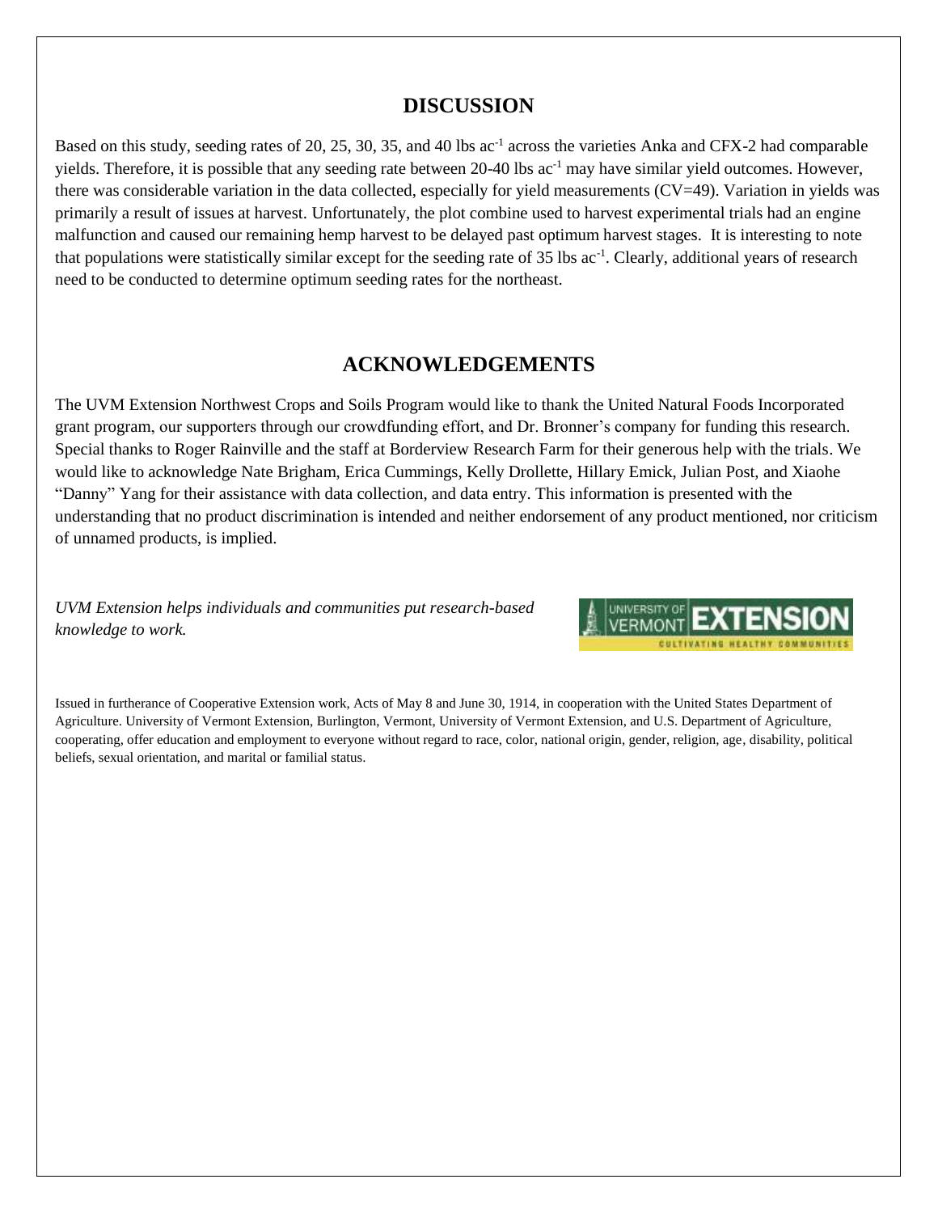## DISCUSSION

Based on this study, seeding rates of 20, 25, 30, 35, and 40 lbs $ac^{-1}$ across the varieties Anka and CFX-2 had comparable yields. Therefore, it is possible that any seeding rate between 20-40 lbs $ac^{-1}$ may have similar yield outcomes. However, there was considerable variation in the data collected, especially for yield measurements (CV=49). Variation in yields was primarily a result of issues at harvest. Unfortunately, the plot combine used to harvest experimental trials had an engine malfunction and caused our remaining hemp harvest to be delayed past optimum harvest stages. It is interesting to note that populations were statistically similar except for the seeding rate of 35 lbs $ac^{-1}$. Clearly, additional years of research need to be conducted to determine optimum seeding rates for the northeast.

## ACKNOWLEDGEMENTS

The UVM Extension Northwest Crops and Soils Program would like to thank the United Natural Foods Incorporated grant program, our supporters through our crowdfunding effort, and Dr. Bronner's company for funding this research. Special thanks to Roger Rainville and the staff at Borderview Research Farm for their generous help with the trials. We would like to acknowledge Nate Brigham, Erica Cummings, Kelly Drollette, Hillary Emick, Julian Post, and Xiaohe "Danny" Yang for their assistance with data collection, and data entry. This information is presented with the understanding that no product discrimination is intended and neither endorsement of any product mentioned, nor criticism of unnamed products, is implied.

*UVM Extension helps individuals and communities put research-based knowledge to work.*

UNIVERSITY OF VERMONT EXTENSION
CULTIVATING HEALTHY COMMUNITIES

Issued in furtherance of Cooperative Extension work, Acts of May 8 and June 30, 1914, in cooperation with the United States Department of Agriculture. University of Vermont Extension, Burlington, Vermont, University of Vermont Extension, and U.S. Department of Agriculture, cooperating, offer education and employment to everyone without regard to race, color, national origin, gender, religion, age, disability, political beliefs, sexual orientation, and marital or familial status.